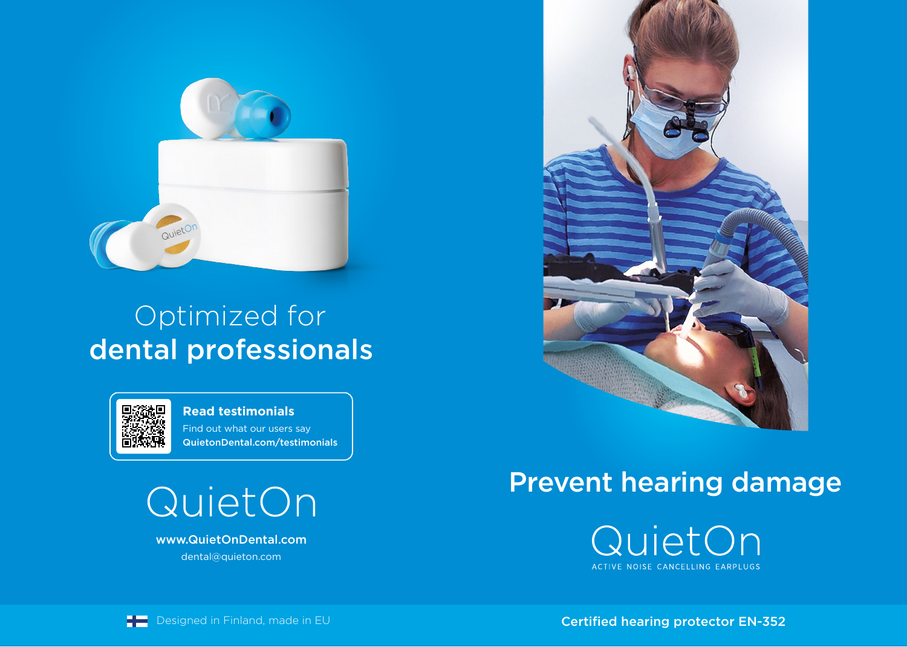Optimized for
**dental professionals**

**Read testimonials**
Find out what our users say
**QuietonDental.com/testimonials**

QuietOn

**www.QuietOnDental.com**
dental@quieton.com

Designed in Finland, made in EU

# Prevent hearing damage

QuietOn
ACTIVE NOISE CANCELLING EARPLUGS

**Certified hearing protector EN-352**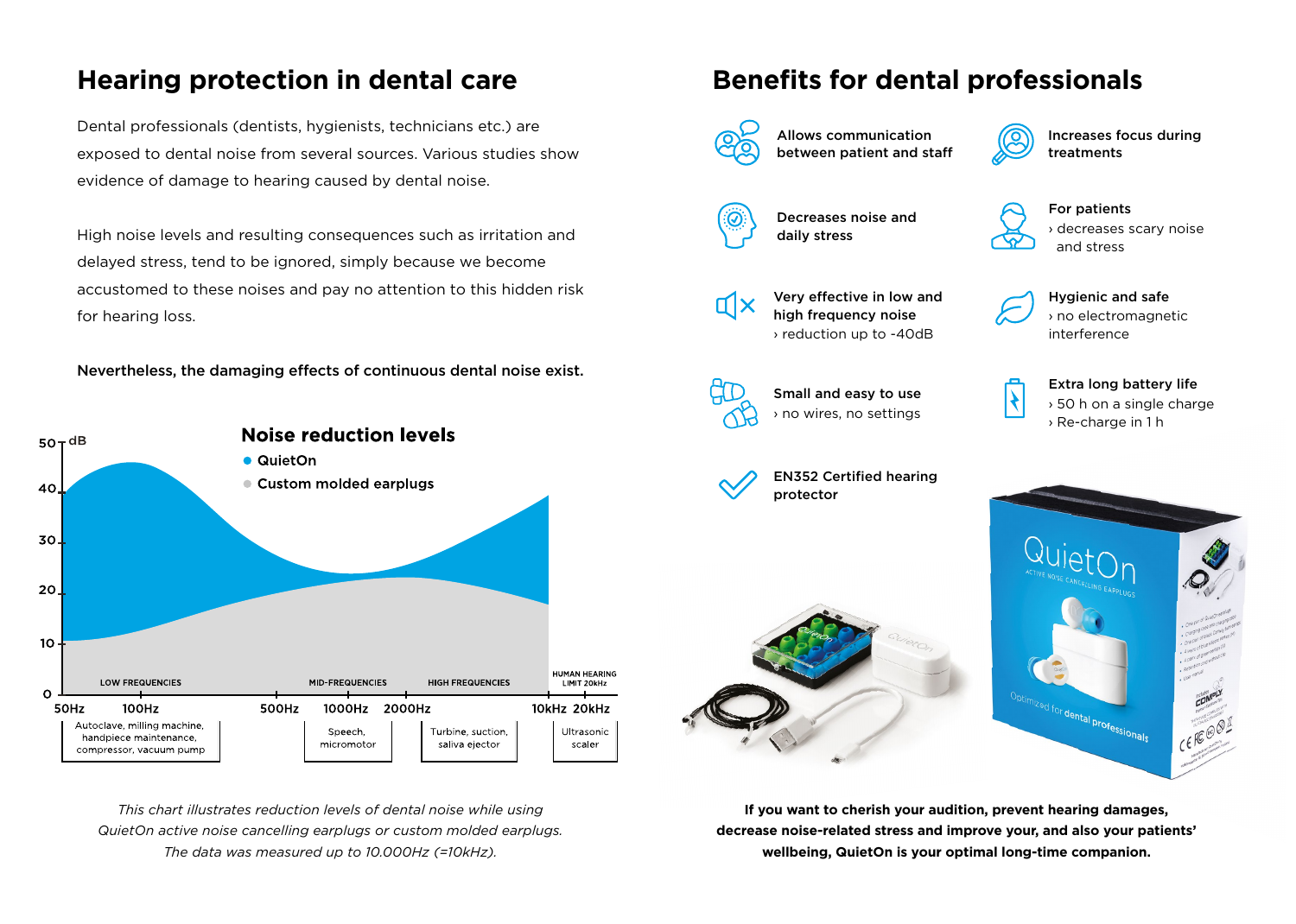# Hearing protection in dental care

Dental professionals (dentists, hygienists, technicians etc.) are exposed to dental noise from several sources. Various studies show evidence of damage to hearing caused by dental noise.

High noise levels and resulting consequences such as irritation and delayed stress, tend to be ignored, simply because we become accustomed to these noises and pay no attention to this hidden risk for hearing loss.

**Nevertheless, the damaging effects of continuous dental noise exist.**

**Noise reduction levels**

- QuietOn
- Custom molded earplugs

dB

50
40
30
20
10
0

LOW FREQUENCIES
MID-FREQUENCIES
HIGH FREQUENCIES
HUMAN HEARING LIMIT 20kHz

50Hz 100Hz 500Hz 1000Hz 2000Hz 10kHz 20kHz

Autoclave, milling machine, handpiece maintenance, compressor, vacuum pump

Speech, micromotor

Turbine, suction, saliva ejector

Ultrasonic scaler

*This chart illustrates reduction levels of dental noise while using QuietOn active noise cancelling earplugs or custom molded earplugs. The data was measured up to 10.000Hz (=10kHz).*

# Benefits for dental professionals

**Allows communication between patient and staff**

**Increases focus during treatments**

**Decreases noise and daily stress**

**For patients**
› decreases scary noise and stress

**Very effective in low and high frequency noise**
› reduction up to -40dB

**Hygienic and safe**
› no electromagnetic interference

**Small and easy to use**
› no wires, no settings

**Extra long battery life**
› 50 h on a single charge
› Re-charge in 1 h

**EN352 Certified hearing protector**

**If you want to cherish your audition, prevent hearing damages, decrease noise-related stress and improve your, and also your patients' wellbeing, QuietOn is your optimal long-time companion.**